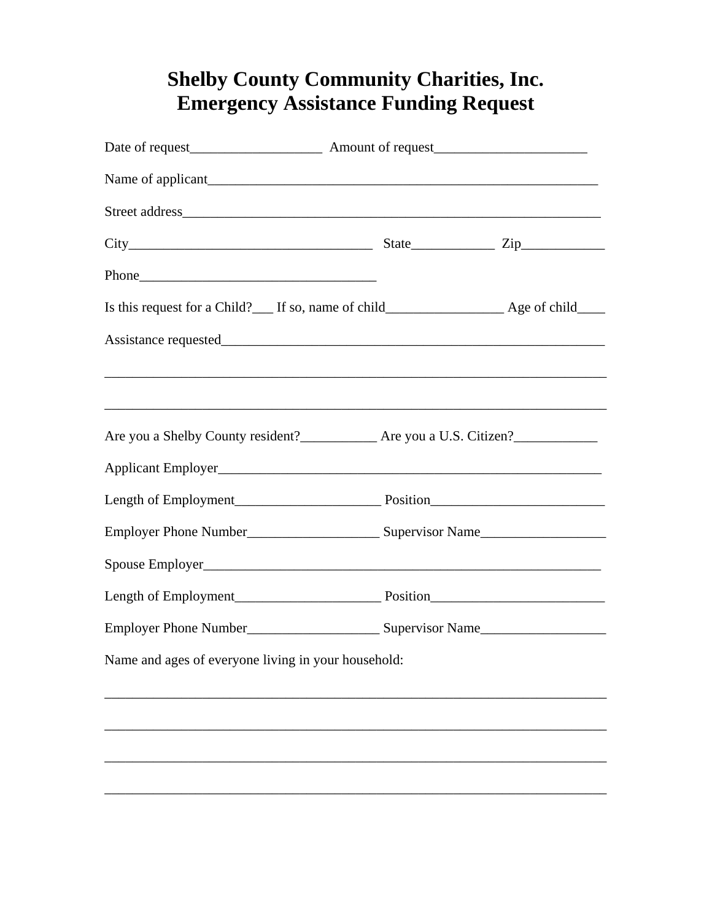# Shelby County Community Charities, Inc.
# Emergency Assistance Funding Request

Date of request__________________ Amount of request_____________________

Name of applicant_______________________________________________________

Street address__________________________________________________________

City__________________________________ State____________ Zip____________

Phone_________________________________

Is this request for a Child?___ If so, name of child________________ Age of child____

Assistance requested_____________________________________________________

_________________________________________________________________________

_________________________________________________________________________

Are you a Shelby County resident?__________ Are you a U.S. Citizen?___________

Applicant Employer_______________________________________________________

Length of Employment_____________________ Position_________________________

Employer Phone Number___________________ Supervisor Name__________________

Spouse Employer_________________________________________________________

Length of Employment_____________________ Position_________________________

Employer Phone Number___________________ Supervisor Name__________________

Name and ages of everyone living in your household:

_________________________________________________________________________

_________________________________________________________________________

_________________________________________________________________________

_________________________________________________________________________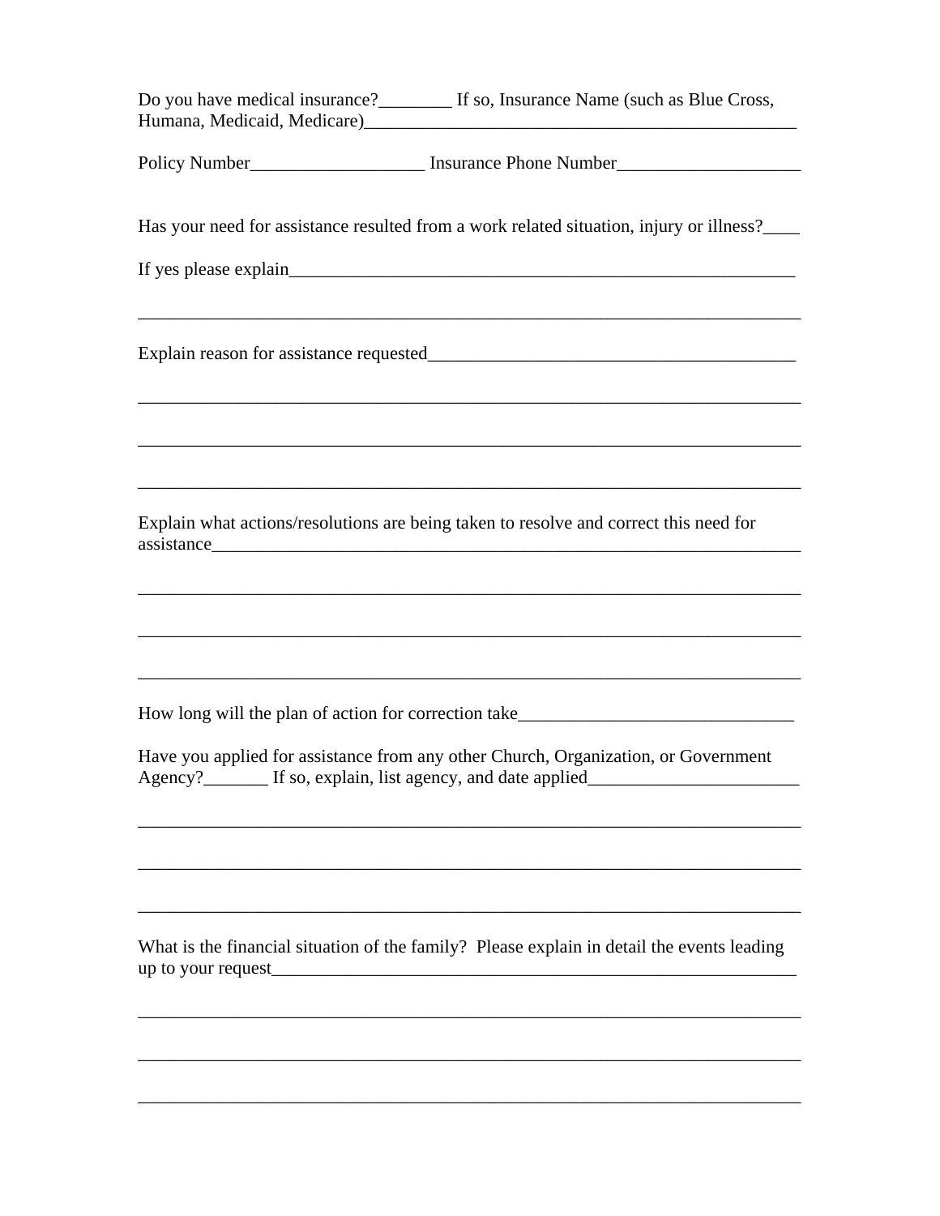Do you have medical insurance?________ If so, Insurance Name (such as Blue Cross, Humana, Medicaid, Medicare)_________________________________________________

Policy Number___________________ Insurance Phone Number____________________

Has your need for assistance resulted from a work related situation, injury or illness?____

If yes please explain_________________________________________________________

__________________________________________________________________________

Explain reason for assistance requested_________________________________________

__________________________________________________________________________

__________________________________________________________________________

__________________________________________________________________________

Explain what actions/resolutions are being taken to resolve and correct this need for assistance__________________________________________________________________

__________________________________________________________________________

__________________________________________________________________________

__________________________________________________________________________

How long will the plan of action for correction take______________________________

Have you applied for assistance from any other Church, Organization, or Government Agency?_______ If so, explain, list agency, and date applied_______________________

__________________________________________________________________________

__________________________________________________________________________

__________________________________________________________________________

What is the financial situation of the family? Please explain in detail the events leading up to your request____________________________________________________________

__________________________________________________________________________

__________________________________________________________________________

__________________________________________________________________________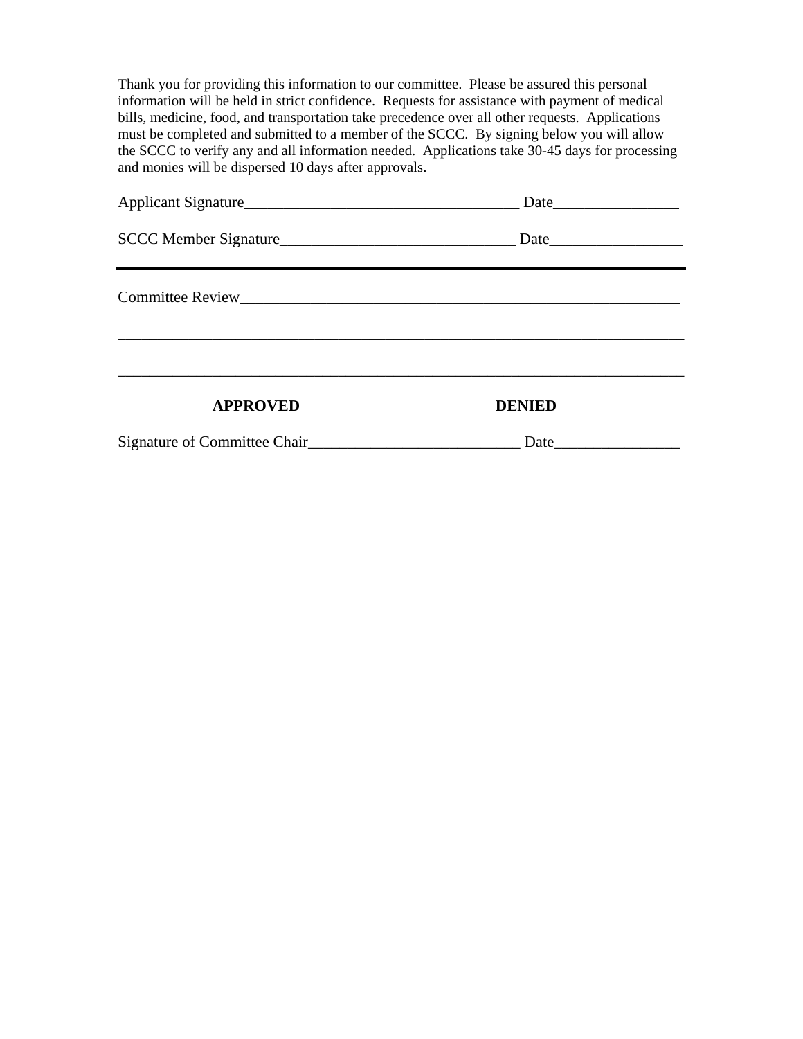Thank you for providing this information to our committee. Please be assured this personal information will be held in strict confidence. Requests for assistance with payment of medical bills, medicine, food, and transportation take precedence over all other requests. Applications must be completed and submitted to a member of the SCCC. By signing below you will allow the SCCC to verify any and all information needed. Applications take 30-45 days for processing and monies will be dispersed 10 days after approvals.

Applicant Signature___________________________________ Date________________

SCCC Member Signature______________________________ Date_________________

---

Committee Review__________________________________________________________

_____________________________________________________________________________

_____________________________________________________________________________

**APPROVED** **DENIED**

Signature of Committee Chair___________________________ Date________________